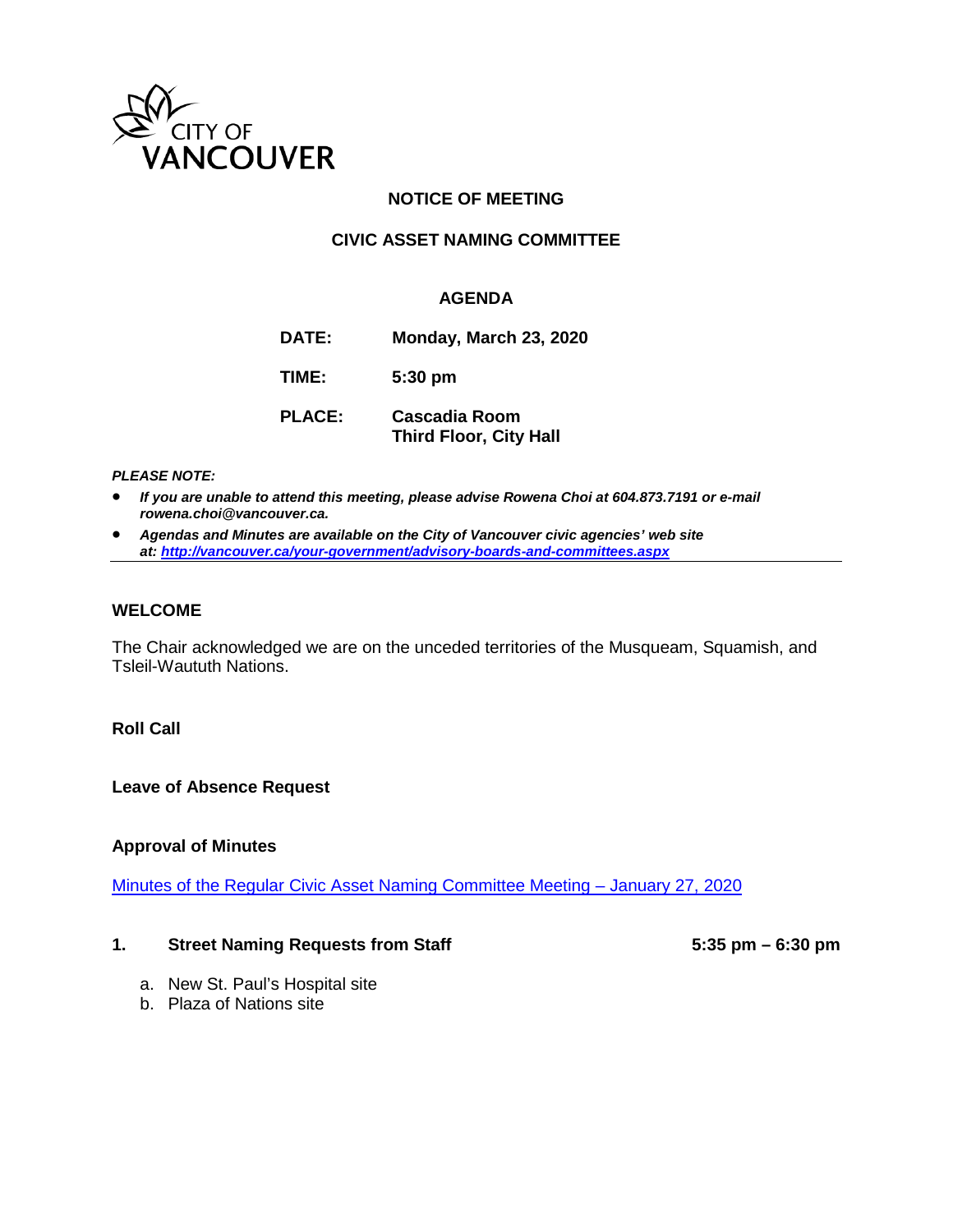CITY OF VANCOUVER

# NOTICE OF MEETING

## CIVIC ASSET NAMING COMMITTEE

### AGENDA

**DATE:** Monday, March 23, 2020

**TIME:** 5:30 pm

**PLACE:** Cascadia Room
Third Floor, City Hall

***PLEASE NOTE:***

- ***If you are unable to attend this meeting, please advise Rowena Choi at 604.873.7191 or e-mail rowena.choi@vancouver.ca.***
- ***Agendas and Minutes are available on the City of Vancouver civic agencies' web site at: http://vancouver.ca/your-government/advisory-boards-and-committees.aspx***

---

### WELCOME

The Chair acknowledged we are on the unceded territories of the Musqueam, Squamish, and Tsleil-Waututh Nations.

**Roll Call**

**Leave of Absence Request**

**Approval of Minutes**

Minutes of the Regular Civic Asset Naming Committee Meeting – January 27, 2020

**1. Street Naming Requests from Staff** **5:35 pm – 6:30 pm**

a. New St. Paul's Hospital site
b. Plaza of Nations site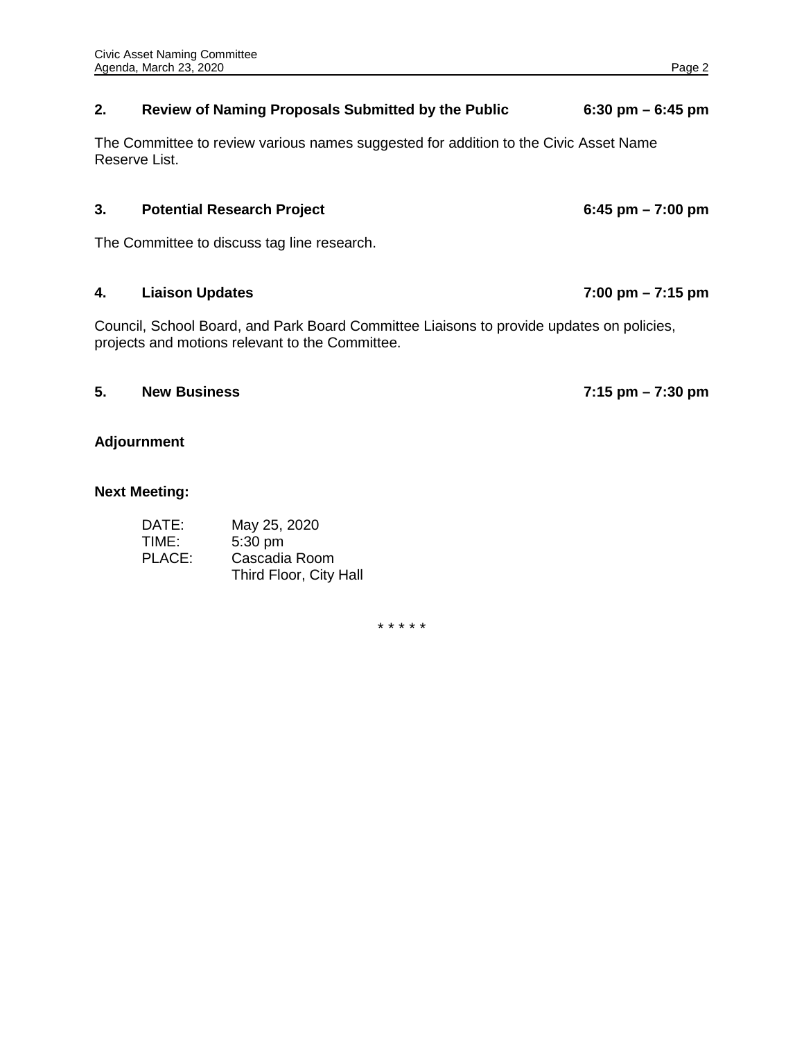**2. Review of Naming Proposals Submitted by the Public 6:30 pm – 6:45 pm**

The Committee to review various names suggested for addition to the Civic Asset Name Reserve List.

**3. Potential Research Project 6:45 pm – 7:00 pm**

The Committee to discuss tag line research.

**4. Liaison Updates 7:00 pm – 7:15 pm**

Council, School Board, and Park Board Committee Liaisons to provide updates on policies, projects and motions relevant to the Committee.

**5. New Business 7:15 pm – 7:30 pm**

**Adjournment**

**Next Meeting:**

| | |
|---|---|
| DATE: | May 25, 2020 |
| TIME: | 5:30 pm |
| PLACE: | Cascadia Room<br>Third Floor, City Hall |

\* * * * *